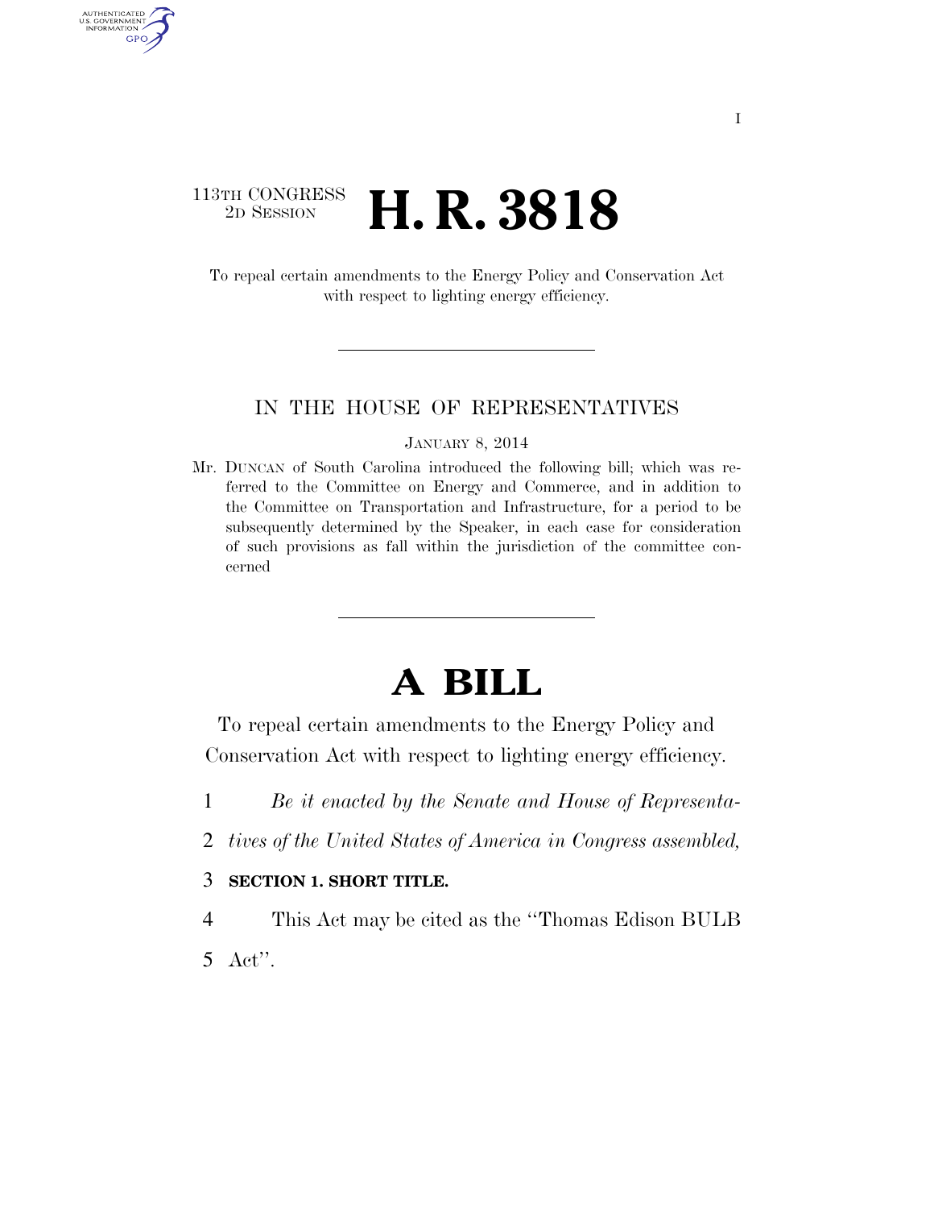113TH CONGRESS
2D SESSION

# H. R. 3818

To repeal certain amendments to the Energy Policy and Conservation Act with respect to lighting energy efficiency.

IN THE HOUSE OF REPRESENTATIVES

JANUARY 8, 2014

Mr. DUNCAN of South Carolina introduced the following bill; which was referred to the Committee on Energy and Commerce, and in addition to the Committee on Transportation and Infrastructure, for a period to be subsequently determined by the Speaker, in each case for consideration of such provisions as fall within the jurisdiction of the committee concerned

# A BILL

To repeal certain amendments to the Energy Policy and Conservation Act with respect to lighting energy efficiency.

1 *Be it enacted by the Senate and House of Representa-*
2 *tives of the United States of America in Congress assembled,*

3 **SECTION 1. SHORT TITLE.**

4 This Act may be cited as the ''Thomas Edison BULB
5 Act''.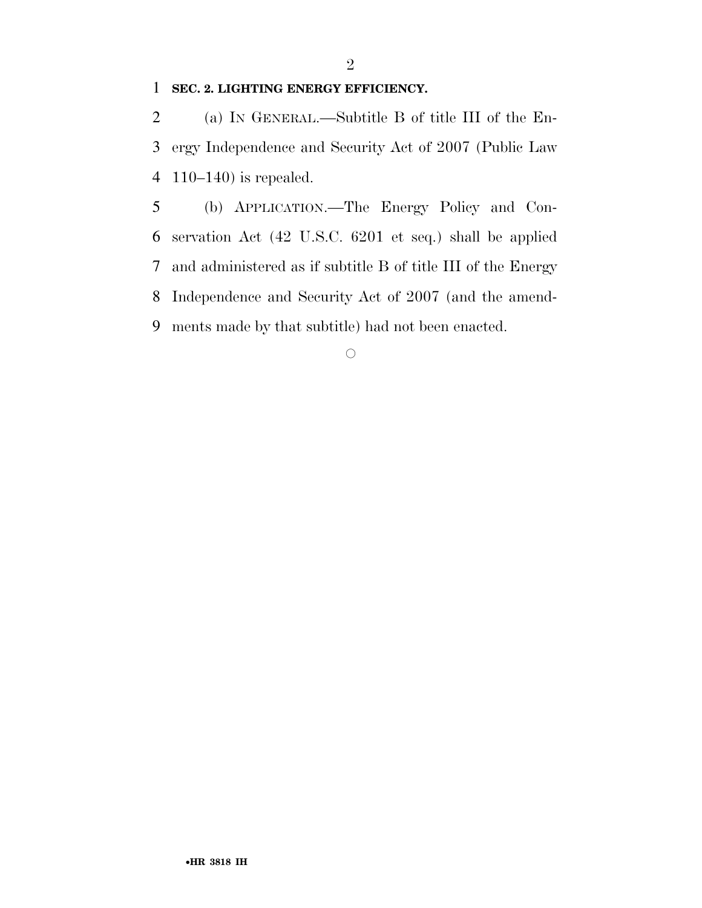**SEC. 2. LIGHTING ENERGY EFFICIENCY.**

(a) IN GENERAL.—Subtitle B of title III of the Energy Independence and Security Act of 2007 (Public Law 110–140) is repealed.

(b) APPLICATION.—The Energy Policy and Conservation Act (42 U.S.C. 6201 et seq.) shall be applied and administered as if subtitle B of title III of the Energy Independence and Security Act of 2007 (and the amendments made by that subtitle) had not been enacted.